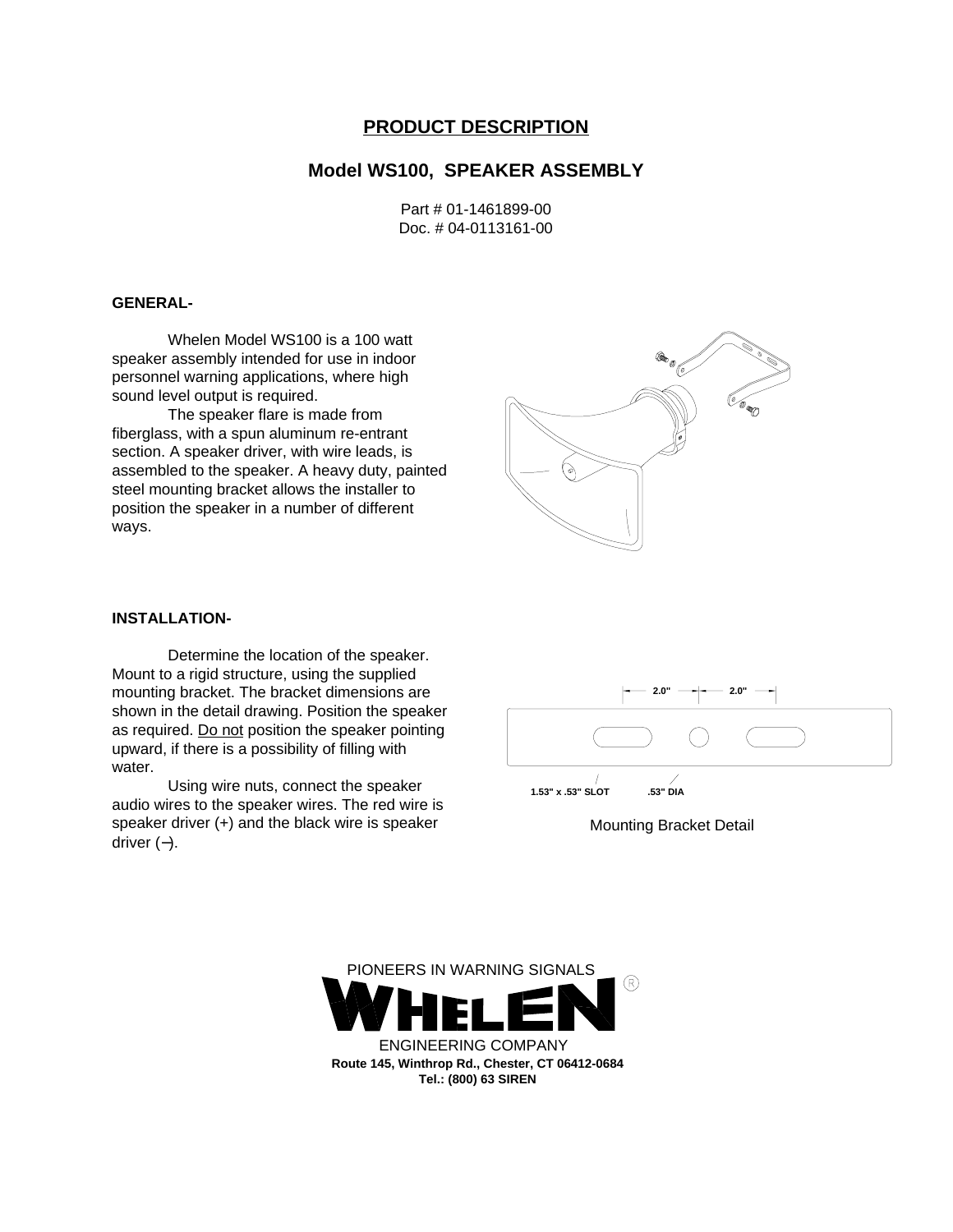# PRODUCT DESCRIPTION

## Model WS100, SPEAKER ASSEMBLY

Part # 01-1461899-00
Doc. # 04-0113161-00

### GENERAL-

Whelen Model WS100 is a 100 watt speaker assembly intended for use in indoor personnel warning applications, where high sound level output is required.

The speaker flare is made from fiberglass, with a spun aluminum re-entrant section. A speaker driver, with wire leads, is assembled to the speaker. A heavy duty, painted steel mounting bracket allows the installer to position the speaker in a number of different ways.

### INSTALLATION-

Determine the location of the speaker. Mount to a rigid structure, using the supplied mounting bracket. The bracket dimensions are shown in the detail drawing. Position the speaker as required. Do not position the speaker pointing upward, if there is a possibility of filling with water.

Using wire nuts, connect the speaker audio wires to the speaker wires. The red wire is speaker driver (+) and the black wire is speaker driver (–).

2.0" 2.0"

1.53" x .53" SLOT .53" DIA

Mounting Bracket Detail

PIONEERS IN WARNING SIGNALS

**WHELEN**

ENGINEERING COMPANY

**Route 145, Winthrop Rd., Chester, CT 06412-0684**
**Tel.: (800) 63 SIREN**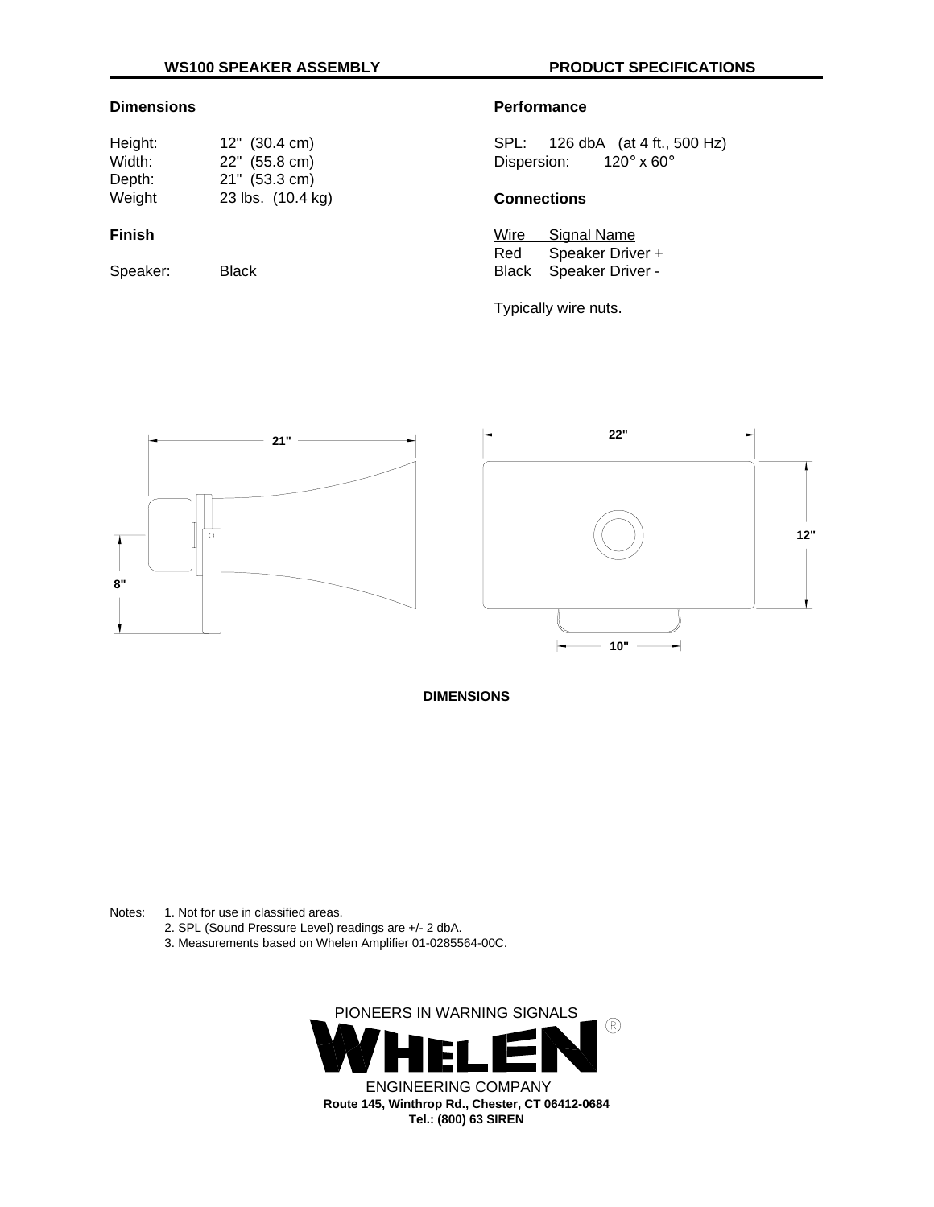**WS100 SPEAKER ASSEMBLY** **PRODUCT SPECIFICATIONS**

### Dimensions

| | |
|---|---|
| Height: | 12" (30.4 cm) |
| Width: | 22" (55.8 cm) |
| Depth: | 21" (53.3 cm) |
| Weight | 23 lbs. (10.4 kg) |

### Finish

Speaker: Black

### Performance

SPL: 126 dbA (at 4 ft., 500 Hz)
Dispersion: 120° x 60°

### Connections

| Wire | Signal Name |
|---|---|
| Red | Speaker Driver + |
| Black | Speaker Driver - |

Typically wire nuts.

21"
8"
22"
12"
10"

**DIMENSIONS**

Notes:
1. Not for use in classified areas.
2. SPL (Sound Pressure Level) readings are +/- 2 dbA.
3. Measurements based on Whelen Amplifier 01-0285564-00C.

PIONEERS IN WARNING SIGNALS
WHELEN®
ENGINEERING COMPANY
**Route 145, Winthrop Rd., Chester, CT 06412-0684**
**Tel.: (800) 63 SIREN**